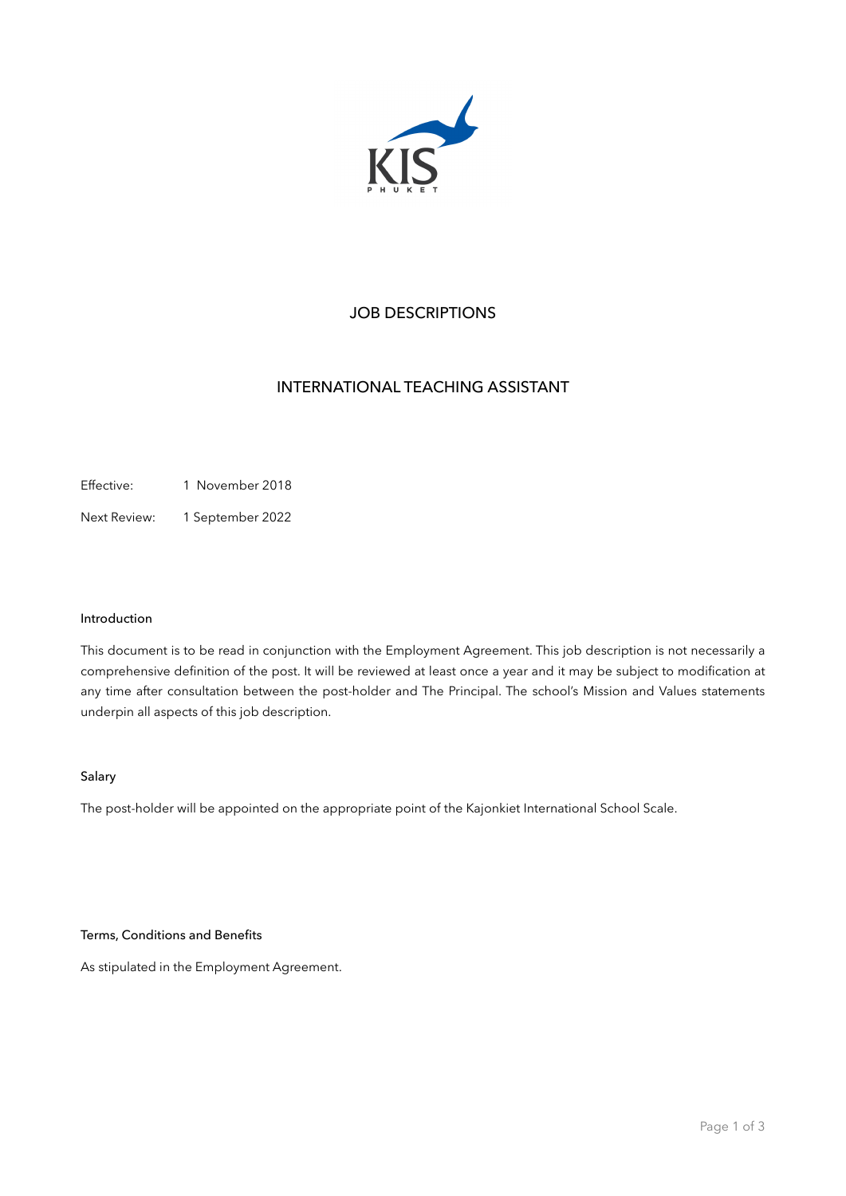KIS PHUKET

# JOB DESCRIPTIONS

## INTERNATIONAL TEACHING ASSISTANT

Effective: 1 November 2018

Next Review: 1 September 2022

### Introduction

This document is to be read in conjunction with the Employment Agreement. This job description is not necessarily a comprehensive definition of the post. It will be reviewed at least once a year and it may be subject to modification at any time after consultation between the post-holder and The Principal. The school's Mission and Values statements underpin all aspects of this job description.

### Salary

The post-holder will be appointed on the appropriate point of the Kajonkiet International School Scale.

### Terms, Conditions and Benefits

As stipulated in the Employment Agreement.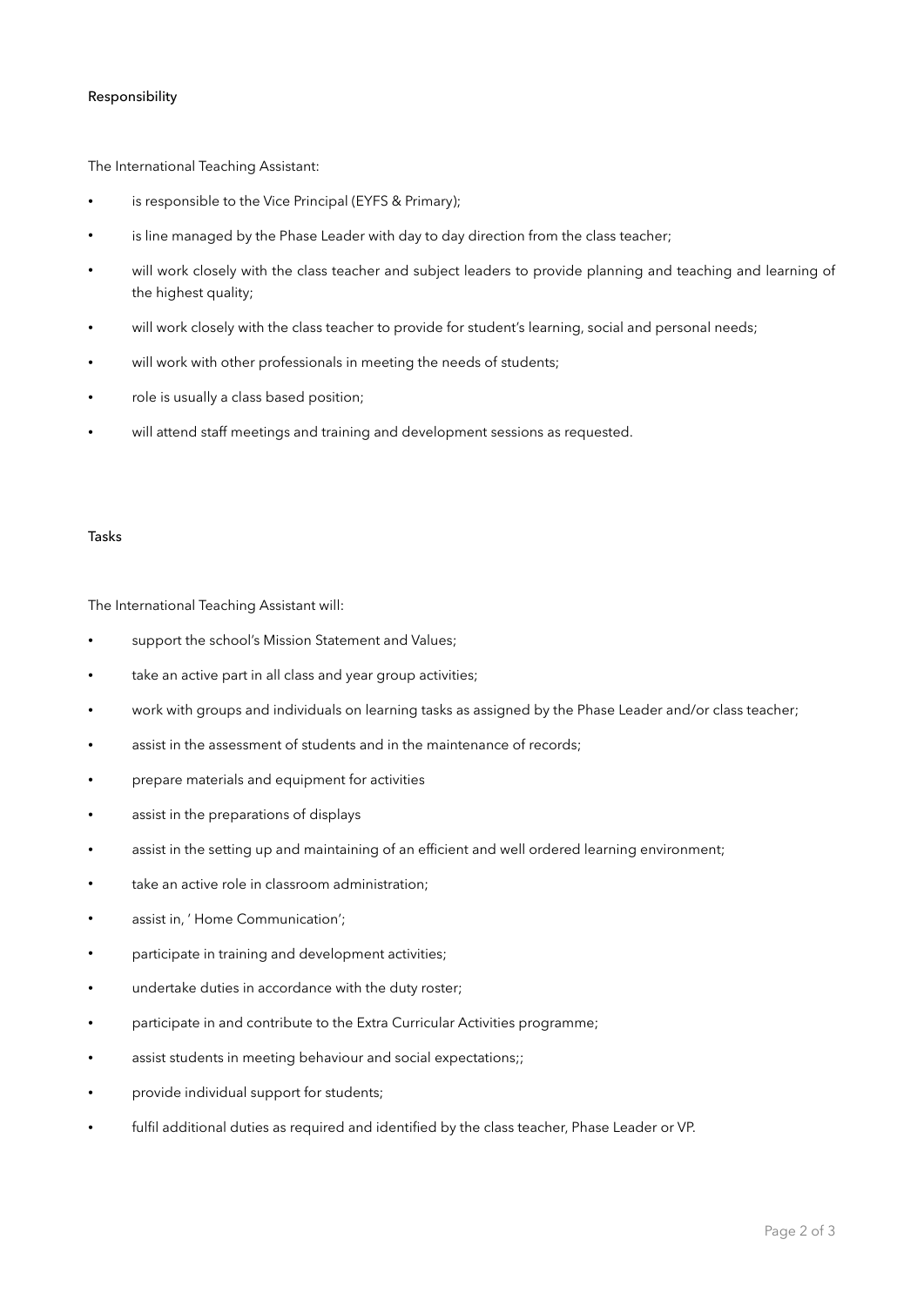## Responsibility

The International Teaching Assistant:

- is responsible to the Vice Principal (EYFS & Primary);
- is line managed by the Phase Leader with day to day direction from the class teacher;
- will work closely with the class teacher and subject leaders to provide planning and teaching and learning of the highest quality;
- will work closely with the class teacher to provide for student's learning, social and personal needs;
- will work with other professionals in meeting the needs of students;
- role is usually a class based position;
- will attend staff meetings and training and development sessions as requested.

## Tasks

The International Teaching Assistant will:

- support the school's Mission Statement and Values;
- take an active part in all class and year group activities;
- work with groups and individuals on learning tasks as assigned by the Phase Leader and/or class teacher;
- assist in the assessment of students and in the maintenance of records;
- prepare materials and equipment for activities
- assist in the preparations of displays
- assist in the setting up and maintaining of an efficient and well ordered learning environment;
- take an active role in classroom administration;
- assist in, ' Home Communication';
- participate in training and development activities;
- undertake duties in accordance with the duty roster;
- participate in and contribute to the Extra Curricular Activities programme;
- assist students in meeting behaviour and social expectations;;
- provide individual support for students;
- fulfil additional duties as required and identified by the class teacher, Phase Leader or VP.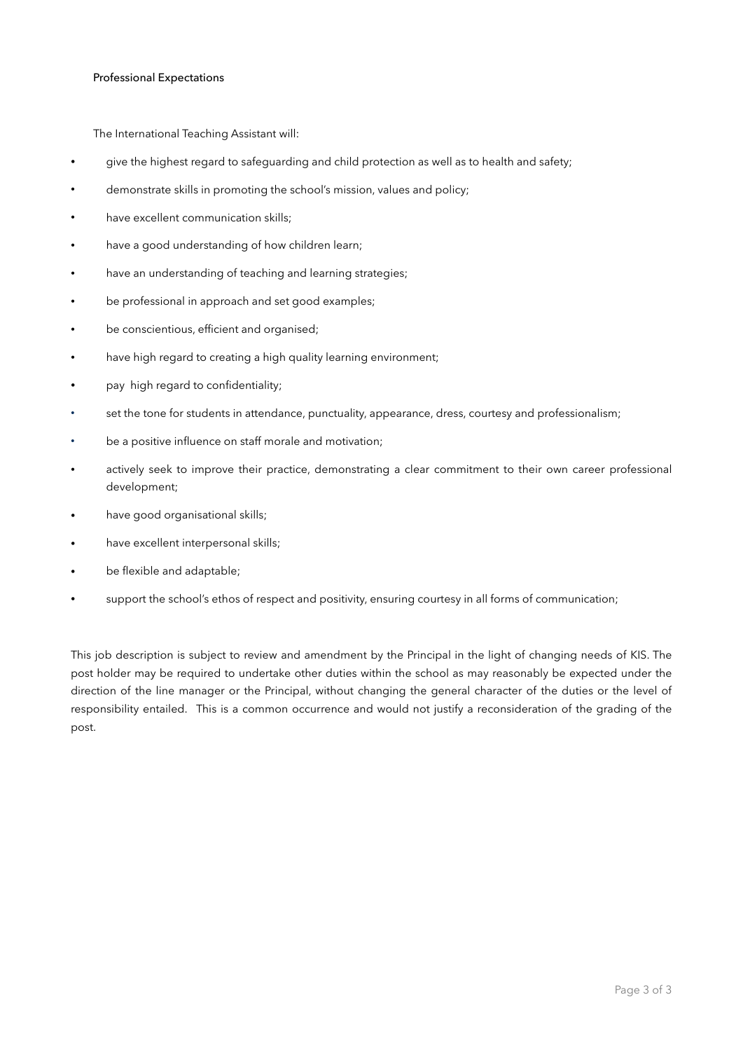## Professional Expectations

The International Teaching Assistant will:

- give the highest regard to safeguarding and child protection as well as to health and safety;
- demonstrate skills in promoting the school's mission, values and policy;
- have excellent communication skills;
- have a good understanding of how children learn;
- have an understanding of teaching and learning strategies;
- be professional in approach and set good examples;
- be conscientious, efficient and organised;
- have high regard to creating a high quality learning environment;
- pay high regard to confidentiality;
- set the tone for students in attendance, punctuality, appearance, dress, courtesy and professionalism;
- be a positive influence on staff morale and motivation;
- actively seek to improve their practice, demonstrating a clear commitment to their own career professional development;
- have good organisational skills;
- have excellent interpersonal skills;
- be flexible and adaptable;
- support the school's ethos of respect and positivity, ensuring courtesy in all forms of communication;

This job description is subject to review and amendment by the Principal in the light of changing needs of KIS. The post holder may be required to undertake other duties within the school as may reasonably be expected under the direction of the line manager or the Principal, without changing the general character of the duties or the level of responsibility entailed. This is a common occurrence and would not justify a reconsideration of the grading of the post.